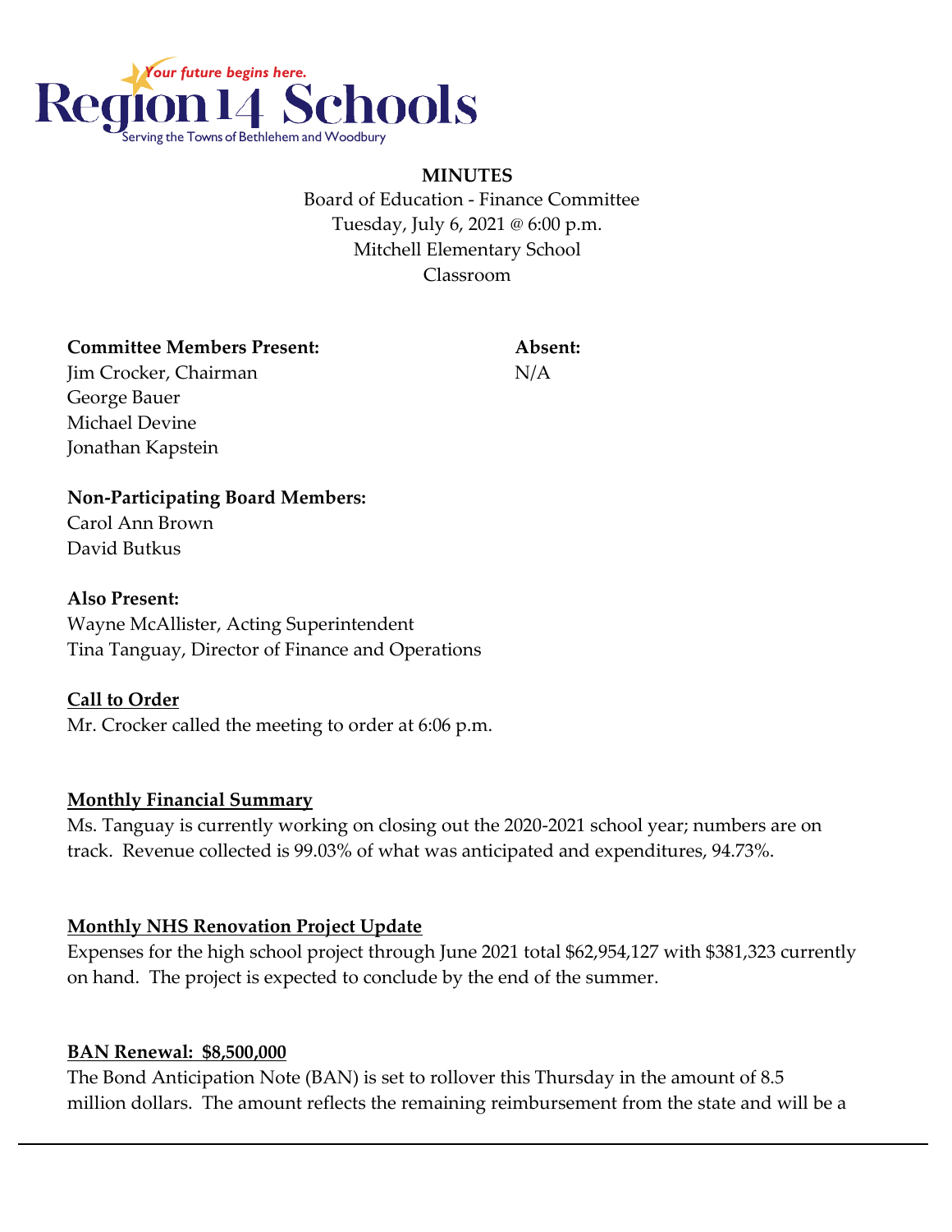Region 14 Schools
*Your future begins here.*
Serving the Towns of Bethlehem and Woodbury

**MINUTES**

Board of Education - Finance Committee
Tuesday, July 6, 2021 @ 6:00 p.m.
Mitchell Elementary School
Classroom

**Committee Members Present:**
Jim Crocker, Chairman
George Bauer
Michael Devine
Jonathan Kapstein

**Absent:**
N/A

**Non-Participating Board Members:**
Carol Ann Brown
David Butkus

**Also Present:**
Wayne McAllister, Acting Superintendent
Tina Tanguay, Director of Finance and Operations

**Call to Order**

Mr. Crocker called the meeting to order at 6:06 p.m.

**Monthly Financial Summary**

Ms. Tanguay is currently working on closing out the 2020-2021 school year; numbers are on track. Revenue collected is 99.03% of what was anticipated and expenditures, 94.73%.

**Monthly NHS Renovation Project Update**

Expenses for the high school project through June 2021 total $62,954,127 with $381,323 currently on hand. The project is expected to conclude by the end of the summer.

**BAN Renewal: $8,500,000**

The Bond Anticipation Note (BAN) is set to rollover this Thursday in the amount of 8.5 million dollars. The amount reflects the remaining reimbursement from the state and will be a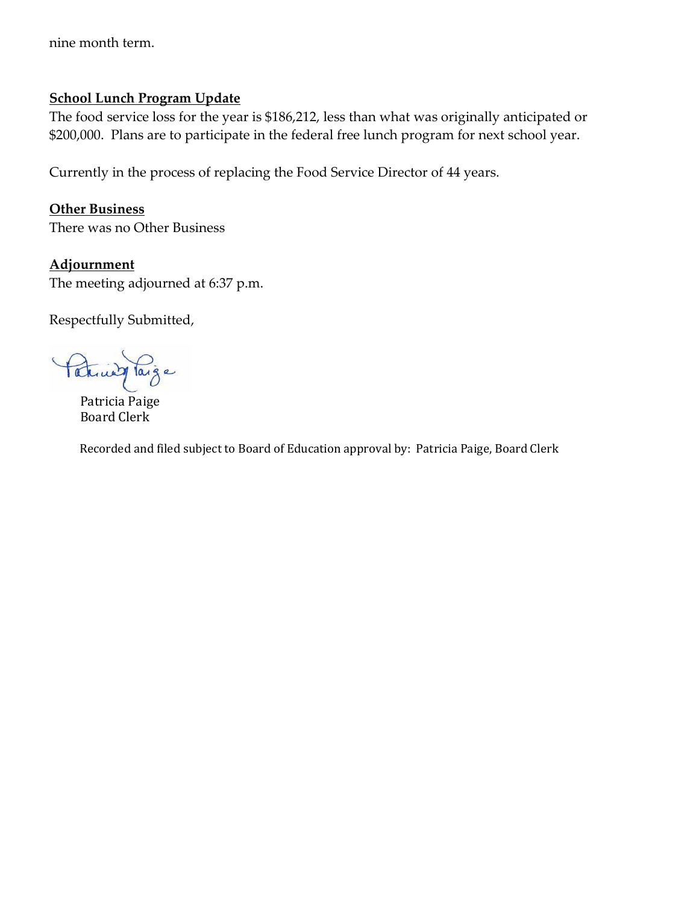nine month term.

**School Lunch Program Update**

The food service loss for the year is $186,212, less than what was originally anticipated or $200,000. Plans are to participate in the federal free lunch program for next school year.

Currently in the process of replacing the Food Service Director of 44 years.

**Other Business**

There was no Other Business

**Adjournment**

The meeting adjourned at 6:37 p.m.

Respectfully Submitted,

Patricia Paige
Board Clerk

Recorded and filed subject to Board of Education approval by: Patricia Paige, Board Clerk